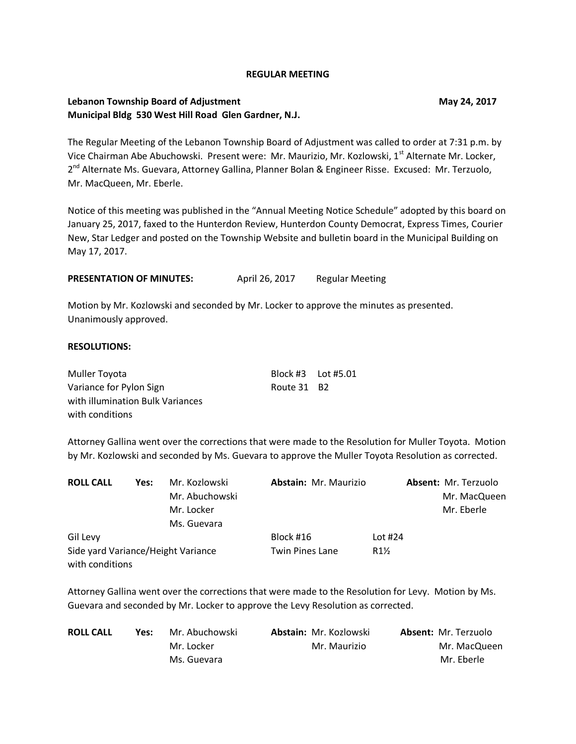**REGULAR MEETING**

**Lebanon Township Board of Adjustment** **May 24, 2017**
**Municipal Bldg 530 West Hill Road Glen Gardner, N.J.**

The Regular Meeting of the Lebanon Township Board of Adjustment was called to order at 7:31 p.m. by Vice Chairman Abe Abuchowski. Present were: Mr. Maurizio, Mr. Kozlowski, 1st Alternate Mr. Locker, 2nd Alternate Ms. Guevara, Attorney Gallina, Planner Bolan & Engineer Risse. Excused: Mr. Terzuolo, Mr. MacQueen, Mr. Eberle.

Notice of this meeting was published in the "Annual Meeting Notice Schedule" adopted by this board on January 25, 2017, faxed to the Hunterdon Review, Hunterdon County Democrat, Express Times, Courier New, Star Ledger and posted on the Township Website and bulletin board in the Municipal Building on May 17, 2017.

**PRESENTATION OF MINUTES:** April 26, 2017 Regular Meeting

Motion by Mr. Kozlowski and seconded by Mr. Locker to approve the minutes as presented. Unanimously approved.

**RESOLUTIONS:**

Muller Toyota — Block #3 Lot #5.01
Variance for Pylon Sign — Route 31 B2
with illumination Bulk Variances
with conditions

Attorney Gallina went over the corrections that were made to the Resolution for Muller Toyota. Motion by Mr. Kozlowski and seconded by Ms. Guevara to approve the Muller Toyota Resolution as corrected.

| **ROLL CALL** | **Yes:** | | **Abstain:** | **Absent:** |
|---|---|---|---|---|
| | | Mr. Kozlowski | Mr. Maurizio | Mr. Terzuolo |
| | | Mr. Abuchowski | | Mr. MacQueen |
| | | Mr. Locker | | Mr. Eberle |
| | | Ms. Guevara | | |

Gil Levy — Block #16 Lot #24
Side yard Variance/Height Variance — Twin Pines Lane R1½
with conditions

Attorney Gallina went over the corrections that were made to the Resolution for Levy. Motion by Ms. Guevara and seconded by Mr. Locker to approve the Levy Resolution as corrected.

| **ROLL CALL** | **Yes:** | | **Abstain:** | **Absent:** |
|---|---|---|---|---|
| | | Mr. Abuchowski | Mr. Kozlowski | Mr. Terzuolo |
| | | Mr. Locker | Mr. Maurizio | Mr. MacQueen |
| | | Ms. Guevara | | Mr. Eberle |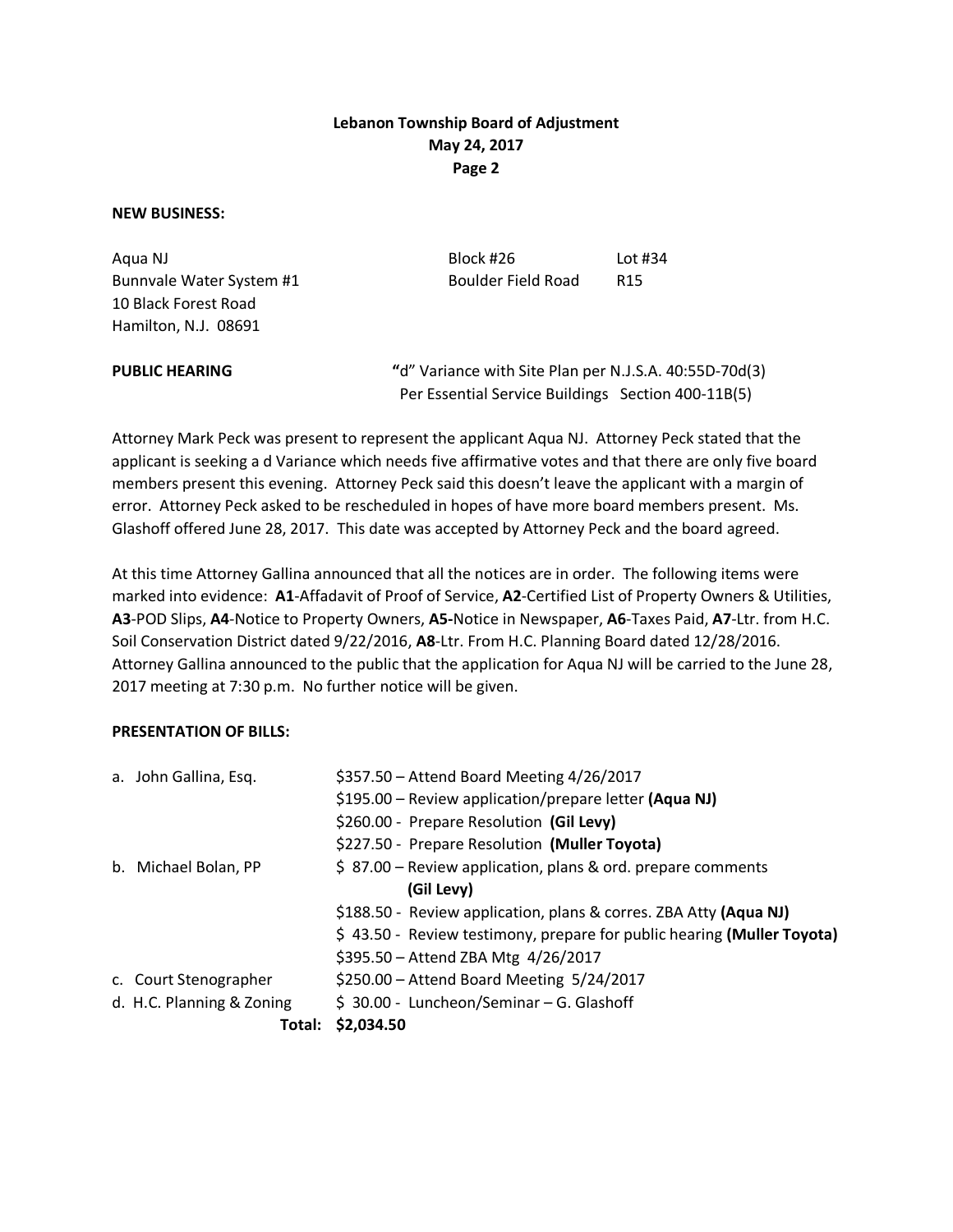**Lebanon Township Board of Adjustment**
**May 24, 2017**

**NEW BUSINESS:**

| | | |
|---|---|---|
| Aqua NJ | Block #26 | Lot #34 |
| Bunnvale Water System #1 | Boulder Field Road | R15 |
| 10 Black Forest Road | | |
| Hamilton, N.J. 08691 | | |

**PUBLIC HEARING** **"**d" Variance with Site Plan per N.J.S.A. 40:55D-70d(3)
Per Essential Service Buildings Section 400-11B(5)

Attorney Mark Peck was present to represent the applicant Aqua NJ. Attorney Peck stated that the applicant is seeking a d Variance which needs five affirmative votes and that there are only five board members present this evening. Attorney Peck said this doesn't leave the applicant with a margin of error. Attorney Peck asked to be rescheduled in hopes of have more board members present. Ms. Glashoff offered June 28, 2017. This date was accepted by Attorney Peck and the board agreed.

At this time Attorney Gallina announced that all the notices are in order. The following items were marked into evidence: **A1**-Affadavit of Proof of Service, **A2**-Certified List of Property Owners & Utilities, **A3**-POD Slips, **A4**-Notice to Property Owners, **A5-**Notice in Newspaper, **A6**-Taxes Paid, **A7**-Ltr. from H.C. Soil Conservation District dated 9/22/2016, **A8**-Ltr. From H.C. Planning Board dated 12/28/2016. Attorney Gallina announced to the public that the application for Aqua NJ will be carried to the June 28, 2017 meeting at 7:30 p.m. No further notice will be given.

**PRESENTATION OF BILLS:**

| | |
|---|---|
| a. John Gallina, Esq. | \$357.50 – Attend Board Meeting 4/26/2017 |
| | \$195.00 – Review application/prepare letter **(Aqua NJ)** |
| | \$260.00 - Prepare Resolution **(Gil Levy)** |
| | \$227.50 - Prepare Resolution **(Muller Toyota)** |
| b. Michael Bolan, PP | \$ 87.00 – Review application, plans & ord. prepare comments **(Gil Levy)** |
| | \$188.50 - Review application, plans & corres. ZBA Atty **(Aqua NJ)** |
| | \$ 43.50 - Review testimony, prepare for public hearing **(Muller Toyota)** |
| | \$395.50 – Attend ZBA Mtg 4/26/2017 |
| c. Court Stenographer | \$250.00 – Attend Board Meeting 5/24/2017 |
| d. H.C. Planning & Zoning | \$ 30.00 - Luncheon/Seminar – G. Glashoff |
| **Total:** | **\$2,034.50** |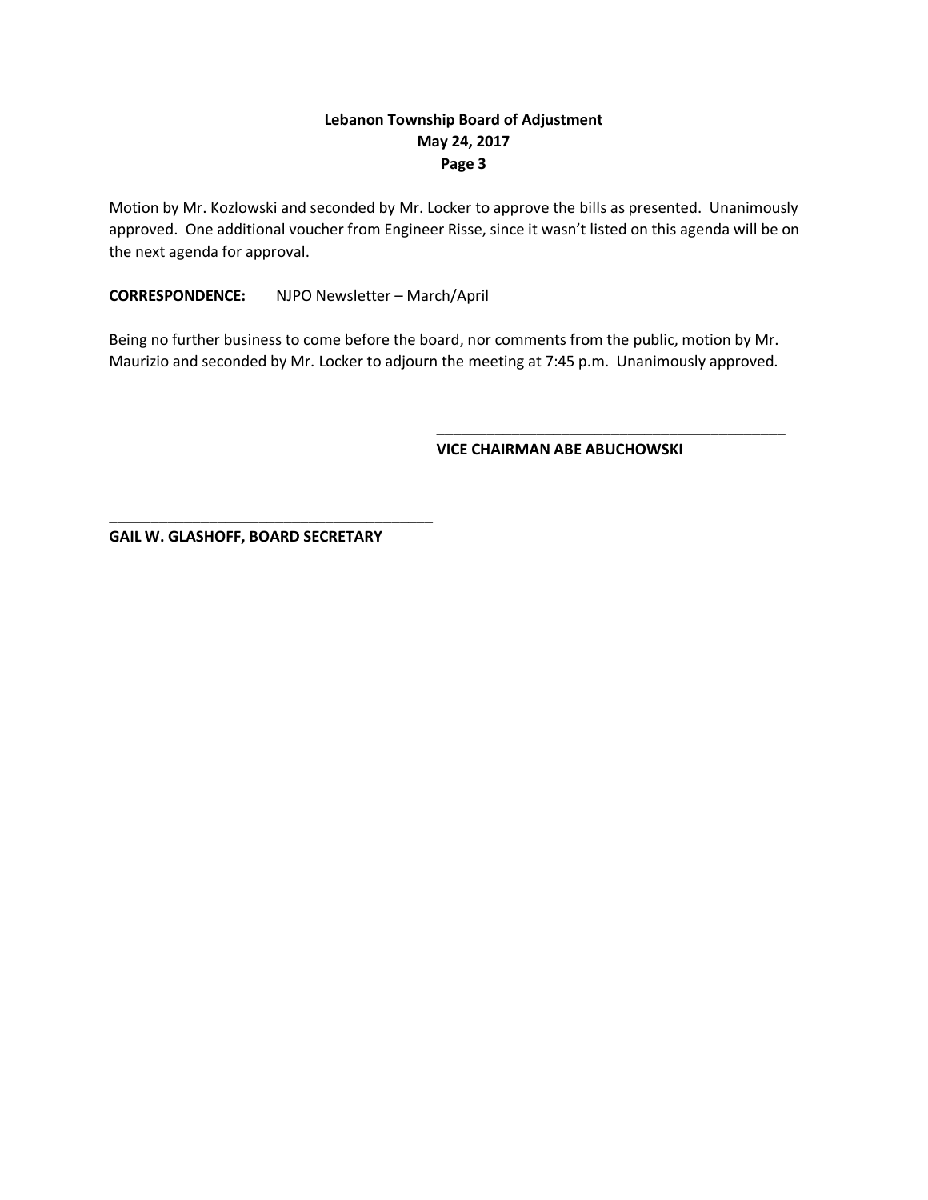Motion by Mr. Kozlowski and seconded by Mr. Locker to approve the bills as presented. Unanimously approved. One additional voucher from Engineer Risse, since it wasn't listed on this agenda will be on the next agenda for approval.

**CORRESPONDENCE:** NJPO Newsletter – March/April

Being no further business to come before the board, nor comments from the public, motion by Mr. Maurizio and seconded by Mr. Locker to adjourn the meeting at 7:45 p.m. Unanimously approved.

\_\_\_\_\_\_\_\_\_\_\_\_\_\_\_\_\_\_\_\_\_\_\_\_\_\_\_\_\_\_\_\_\_\_\_\_\_\_\_\_\_\_\_\_\_

**VICE CHAIRMAN ABE ABUCHOWSKI**

\_\_\_\_\_\_\_\_\_\_\_\_\_\_\_\_\_\_\_\_\_\_\_\_\_\_\_\_\_\_\_\_\_\_\_\_\_\_\_\_\_\_

**GAIL W. GLASHOFF, BOARD SECRETARY**